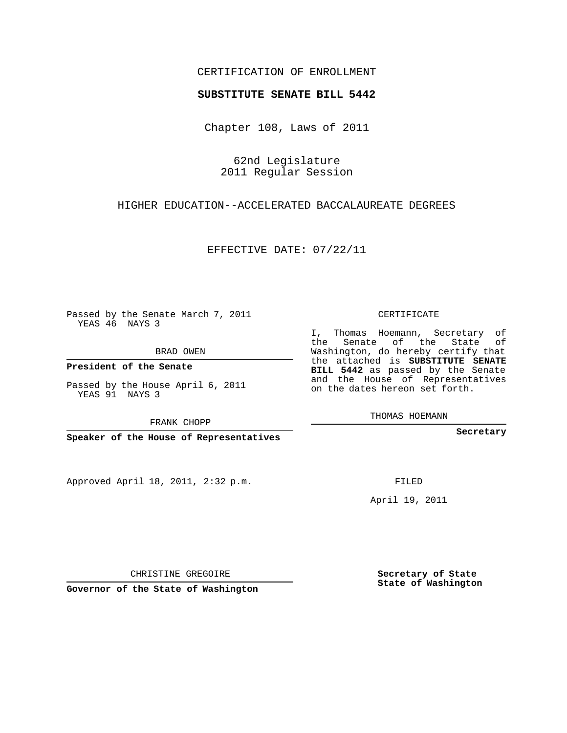CERTIFICATION OF ENROLLMENT

**SUBSTITUTE SENATE BILL 5442**

Chapter 108, Laws of 2011

62nd Legislature
2011 Regular Session

HIGHER EDUCATION--ACCELERATED BACCALAUREATE DEGREES

EFFECTIVE DATE: 07/22/11

Passed by the Senate March 7, 2011
YEAS 46 NAYS 3

BRAD OWEN

**President of the Senate**

Passed by the House April 6, 2011
YEAS 91 NAYS 3

FRANK CHOPP

**Speaker of the House of Representatives**

Approved April 18, 2011, 2:32 p.m.

CHRISTINE GREGOIRE

**Governor of the State of Washington**

CERTIFICATE

I, Thomas Hoemann, Secretary of the Senate of the State of Washington, do hereby certify that the attached is **SUBSTITUTE SENATE BILL 5442** as passed by the Senate and the House of Representatives on the dates hereon set forth.

THOMAS HOEMANN

**Secretary**

FILED

April 19, 2011

**Secretary of State**
**State of Washington**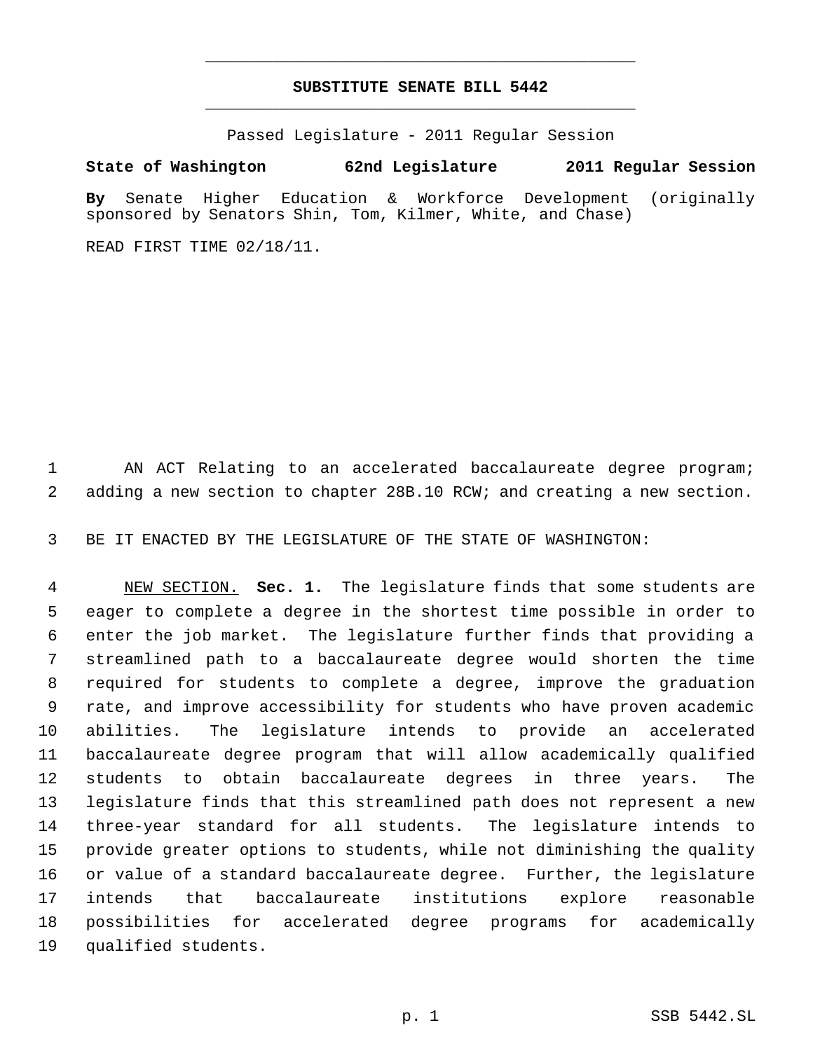# SUBSTITUTE SENATE BILL 5442

Passed Legislature - 2011 Regular Session

**State of Washington 62nd Legislature 2011 Regular Session**

**By** Senate Higher Education & Workforce Development (originally sponsored by Senators Shin, Tom, Kilmer, White, and Chase)

READ FIRST TIME 02/18/11.

1 AN ACT Relating to an accelerated baccalaureate degree program;
2 adding a new section to chapter 28B.10 RCW; and creating a new section.

3 BE IT ENACTED BY THE LEGISLATURE OF THE STATE OF WASHINGTON:

4 NEW SECTION. **Sec. 1.** The legislature finds that some students are
5 eager to complete a degree in the shortest time possible in order to
6 enter the job market. The legislature further finds that providing a
7 streamlined path to a baccalaureate degree would shorten the time
8 required for students to complete a degree, improve the graduation
9 rate, and improve accessibility for students who have proven academic
10 abilities. The legislature intends to provide an accelerated
11 baccalaureate degree program that will allow academically qualified
12 students to obtain baccalaureate degrees in three years. The
13 legislature finds that this streamlined path does not represent a new
14 three-year standard for all students. The legislature intends to
15 provide greater options to students, while not diminishing the quality
16 or value of a standard baccalaureate degree. Further, the legislature
17 intends that baccalaureate institutions explore reasonable
18 possibilities for accelerated degree programs for academically
19 qualified students.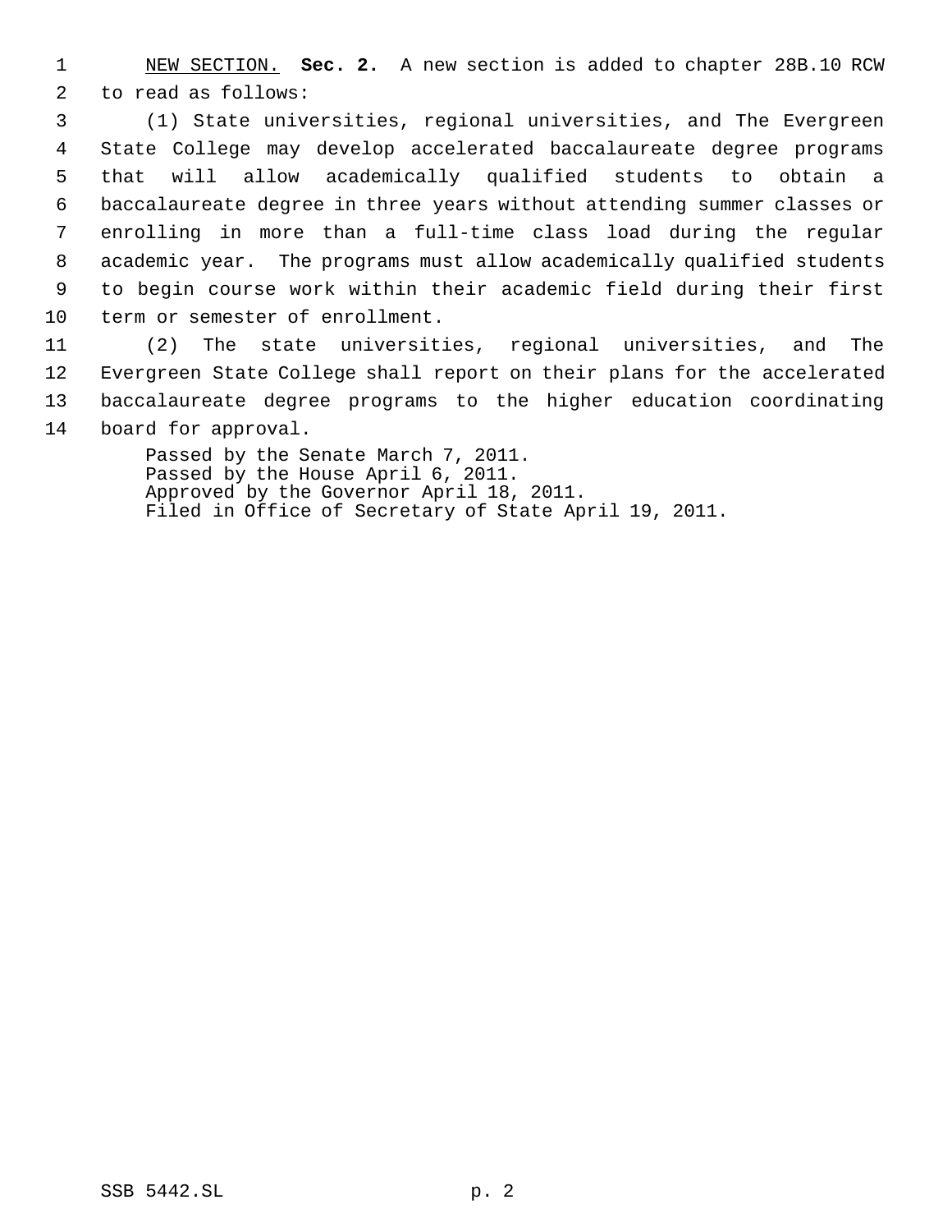NEW SECTION. **Sec. 2.** A new section is added to chapter 28B.10 RCW to read as follows:

(1) State universities, regional universities, and The Evergreen State College may develop accelerated baccalaureate degree programs that will allow academically qualified students to obtain a baccalaureate degree in three years without attending summer classes or enrolling in more than a full-time class load during the regular academic year. The programs must allow academically qualified students to begin course work within their academic field during their first term or semester of enrollment.

(2) The state universities, regional universities, and The Evergreen State College shall report on their plans for the accelerated baccalaureate degree programs to the higher education coordinating board for approval.

Passed by the Senate March 7, 2011.
Passed by the House April 6, 2011.
Approved by the Governor April 18, 2011.
Filed in Office of Secretary of State April 19, 2011.